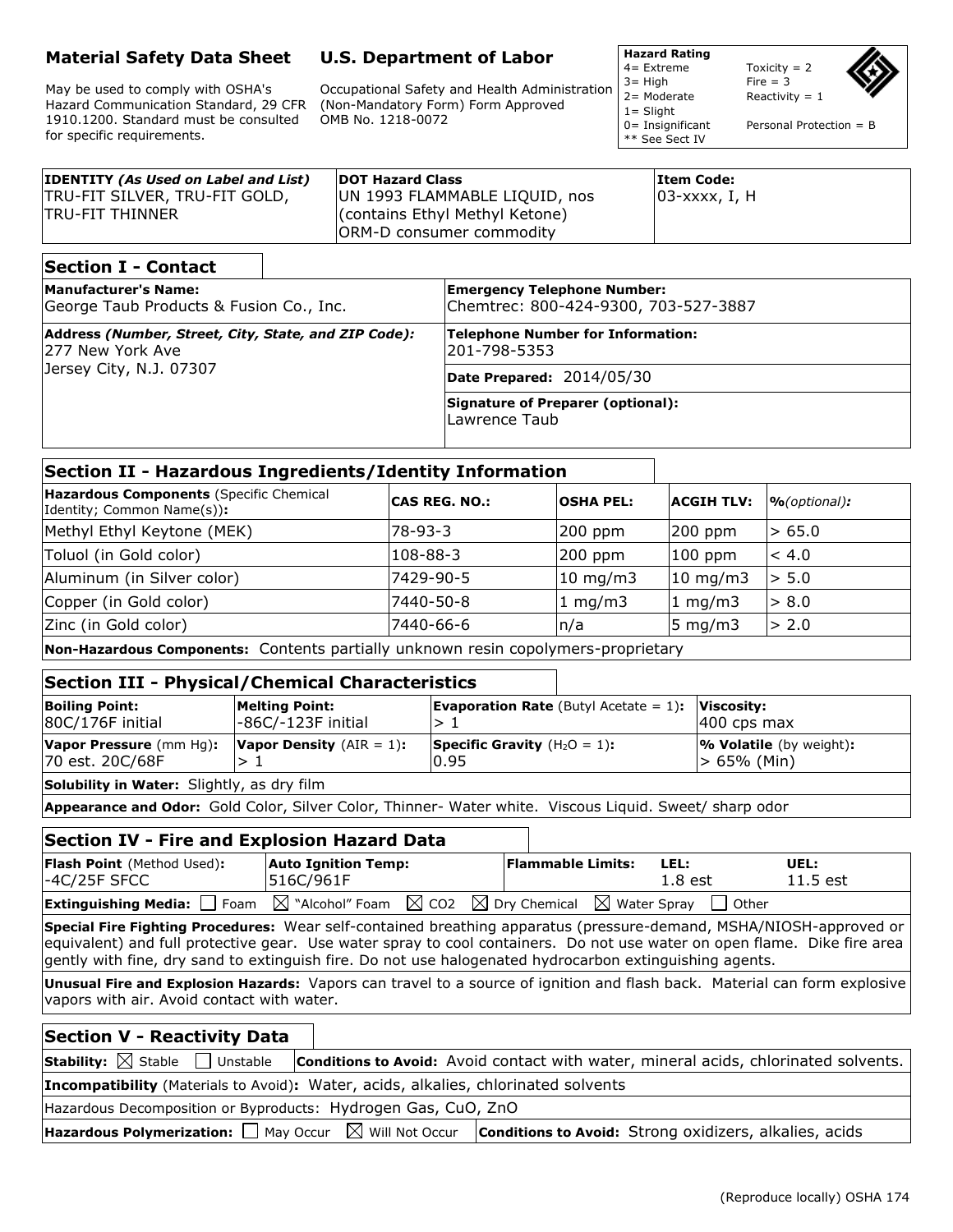# Material Safety Data Sheet

May be used to comply with OSHA's Hazard Communication Standard, 29 CFR 1910.1200. Standard must be consulted for specific requirements.

## U.S. Department of Labor

Occupational Safety and Health Administration (Non-Mandatory Form) Form Approved OMB No. 1218-0072

| **Hazard Rating** | |
|---|---|
| 4= Extreme | Toxicity = 2 |
| 3= High | Fire = 3 |
| 2= Moderate | Reactivity = 1 |
| 1= Slight | |
| 0= Insignificant | Personal Protection = B |
| ** See Sect IV | |

| **IDENTITY** *(As Used on Label and List)* | **DOT Hazard Class** | **Item Code:** |
|---|---|---|
| TRU-FIT SILVER, TRU-FIT GOLD, TRU-FIT THINNER | UN 1993 FLAMMABLE LIQUID, nos (contains Ethyl Methyl Ketone) ORM-D consumer commodity | 03-xxxx, I, H |

## Section I - Contact

| | |
|---|---|
| **Manufacturer's Name:** George Taub Products & Fusion Co., Inc. | **Emergency Telephone Number:** Chemtrec: 800-424-9300, 703-527-3887 |
| **Address** *(Number, Street, City, State, and ZIP Code)***:** 277 New York Ave Jersey City, N.J. 07307 | **Telephone Number for Information:** 201-798-5353 |
| | **Date Prepared:** 2014/05/30 |
| | **Signature of Preparer (optional):** Lawrence Taub |

## Section II - Hazardous Ingredients/Identity Information

| **Hazardous Components** (Specific Chemical Identity; Common Name(s))**:** | **CAS REG. NO.:** | **OSHA PEL:** | **ACGIH TLV:** | **%***(optional)***:** |
|---|---|---|---|---|
| Methyl Ethyl Keytone (MEK) | 78-93-3 | 200 ppm | 200 ppm | > 65.0 |
| Toluol (in Gold color) | 108-88-3 | 200 ppm | 100 ppm | < 4.0 |
| Aluminum (in Silver color) | 7429-90-5 | 10 mg/m3 | 10 mg/m3 | > 5.0 |
| Copper (in Gold color) | 7440-50-8 | 1 mg/m3 | 1 mg/m3 | > 8.0 |
| Zinc (in Gold color) | 7440-66-6 | n/a | 5 mg/m3 | > 2.0 |

**Non-Hazardous Components:** Contents partially unknown resin copolymers-proprietary

## Section III - Physical/Chemical Characteristics

| **Boiling Point:** | **Melting Point:** | **Evaporation Rate** (Butyl Acetate = 1)**:** | **Viscosity:** |
|---|---|---|---|
| 80C/176F initial | -86C/-123F initial | > 1 | 400 cps max |
| **Vapor Pressure** (mm Hg)**:** | **Vapor Density** (AIR = 1)**:** | **Specific Gravity** ($H_2O$ = 1)**:** | **% Volatile** (by weight)**:** |
| 70 est. 20C/68F | > 1 | 0.95 | > 65% (Min) |

**Solubility in Water:** Slightly, as dry film

**Appearance and Odor:** Gold Color, Silver Color, Thinner- Water white. Viscous Liquid. Sweet/ sharp odor

## Section IV - Fire and Explosion Hazard Data

| **Flash Point** (Method Used)**:** | **Auto Ignition Temp:** | **Flammable Limits:** | **LEL:** | **UEL:** |
|---|---|---|---|---|
| -4C/25F SFCC | 516C/961F | | 1.8 est | 11.5 est |

**Extinguishing Media:** ☐ Foam ☒ "Alcohol" Foam ☒ CO2 ☒ Dry Chemical ☒ Water Spray ☐ Other

**Special Fire Fighting Procedures:** Wear self-contained breathing apparatus (pressure-demand, MSHA/NIOSH-approved or equivalent) and full protective gear. Use water spray to cool containers. Do not use water on open flame. Dike fire area gently with fine, dry sand to extinguish fire. Do not use halogenated hydrocarbon extinguishing agents.

**Unusual Fire and Explosion Hazards:** Vapors can travel to a source of ignition and flash back. Material can form explosive vapors with air. Avoid contact with water.

## Section V - Reactivity Data

**Stability:** ☒ Stable ☐ Unstable — **Conditions to Avoid:** Avoid contact with water, mineral acids, chlorinated solvents.

**Incompatibility** (Materials to Avoid)**:** Water, acids, alkalies, chlorinated solvents

Hazardous Decomposition or Byproducts: Hydrogen Gas, CuO, ZnO

**Hazardous Polymerization:** ☐ May Occur ☒ Will Not Occur — **Conditions to Avoid:** Strong oxidizers, alkalies, acids

(Reproduce locally) OSHA 174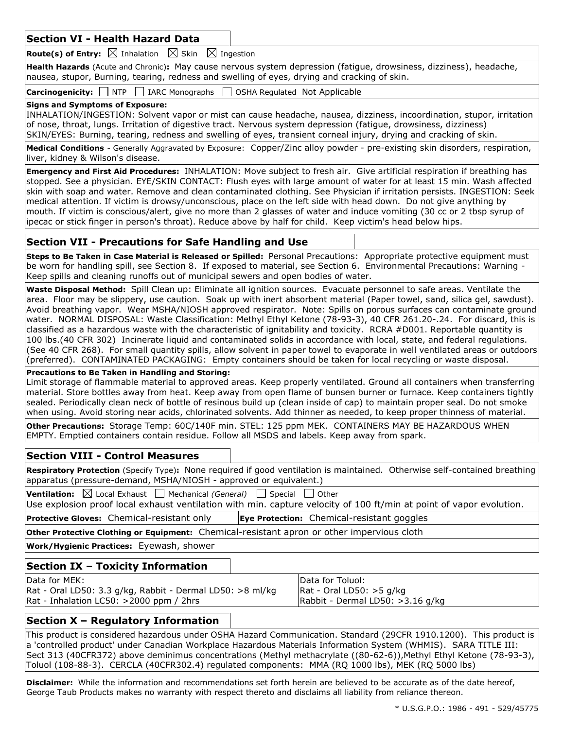## Section VI - Health Hazard Data

**Route(s) of Entry:** ☒ Inhalation ☒ Skin ☒ Ingestion

**Health Hazards** (Acute and Chronic)**:** May cause nervous system depression (fatigue, drowsiness, dizziness), headache, nausea, stupor, Burning, tearing, redness and swelling of eyes, drying and cracking of skin.

**Carcinogenicity:** ☐ NTP ☐ IARC Monographs ☐ OSHA Regulated Not Applicable

**Signs and Symptoms of Exposure:**
INHALATION/INGESTION: Solvent vapor or mist can cause headache, nausea, dizziness, incoordination, stupor, irritation of nose, throat, lungs. Irritation of digestive tract. Nervous system depression (fatigue, drowsiness, dizziness)
SKIN/EYES: Burning, tearing, redness and swelling of eyes, transient corneal injury, drying and cracking of skin.

**Medical Conditions** - Generally Aggravated by Exposure: Copper/Zinc alloy powder - pre-existing skin disorders, respiration, liver, kidney & Wilson's disease.

**Emergency and First Aid Procedures:** INHALATION: Move subject to fresh air. Give artificial respiration if breathing has stopped. See a physician. EYE/SKIN CONTACT: Flush eyes with large amount of water for at least 15 min. Wash affected skin with soap and water. Remove and clean contaminated clothing. See Physician if irritation persists. INGESTION: Seek medical attention. If victim is drowsy/unconscious, place on the left side with head down. Do not give anything by mouth. If victim is conscious/alert, give no more than 2 glasses of water and induce vomiting (30 cc or 2 tbsp syrup of ipecac or stick finger in person's throat). Reduce above by half for child. Keep victim's head below hips.

## Section VII - Precautions for Safe Handling and Use

**Steps to Be Taken in Case Material is Released or Spilled:** Personal Precautions: Appropriate protective equipment must be worn for handling spill, see Section 8. If exposed to material, see Section 6. Environmental Precautions: Warning - Keep spills and cleaning runoffs out of municipal sewers and open bodies of water.

**Waste Disposal Method:** Spill Clean up: Eliminate all ignition sources. Evacuate personnel to safe areas. Ventilate the area. Floor may be slippery, use caution. Soak up with inert absorbent material (Paper towel, sand, silica gel, sawdust). Avoid breathing vapor. Wear MSHA/NIOSH approved respirator. Note: Spills on porous surfaces can contaminate ground water. NORMAL DISPOSAL: Waste Classification: Methyl Ethyl Ketone (78-93-3), 40 CFR 261.20-.24. For discard, this is classified as a hazardous waste with the characteristic of ignitability and toxicity. RCRA #D001. Reportable quantity is 100 lbs.(40 CFR 302) Incinerate liquid and contaminated solids in accordance with local, state, and federal regulations. (See 40 CFR 268). For small quantity spills, allow solvent in paper towel to evaporate in well ventilated areas or outdoors (preferred). CONTAMINATED PACKAGING: Empty containers should be taken for local recycling or waste disposal.

**Precautions to Be Taken in Handling and Storing:**
Limit storage of flammable material to approved areas. Keep properly ventilated. Ground all containers when transferring material. Store bottles away from heat. Keep away from open flame of bunsen burner or furnace. Keep containers tightly sealed. Periodically clean neck of bottle of resinous build up (clean inside of cap) to maintain proper seal. Do not smoke when using. Avoid storing near acids, chlorinated solvents. Add thinner as needed, to keep proper thinness of material.

**Other Precautions:** Storage Temp: 60C/140F min. STEL: 125 ppm MEK. CONTAINERS MAY BE HAZARDOUS WHEN EMPTY. Emptied containers contain residue. Follow all MSDS and labels. Keep away from spark.

## Section VIII - Control Measures

**Respiratory Protection** (Specify Type)**:** None required if good ventilation is maintained. Otherwise self-contained breathing apparatus (pressure-demand, MSHA/NIOSH - approved or equivalent.)

**Ventilation:** ☒ Local Exhaust ☐ Mechanical *(General)* ☐ Special ☐ Other
Use explosion proof local exhaust ventilation with min. capture velocity of 100 ft/min at point of vapor evolution.

**Protective Gloves:** Chemical-resistant only

**Eye Protection:** Chemical-resistant goggles

**Other Protective Clothing or Equipment:** Chemical-resistant apron or other impervious cloth

**Work/Hygienic Practices:** Eyewash, shower

## Section IX – Toxicity Information

| | |
|---|---|
| Data for MEK:<br>Rat - Oral LD50: 3.3 g/kg, Rabbit - Dermal LD50: >8 ml/kg<br>Rat - Inhalation LC50: >2000 ppm / 2hrs | Data for Toluol:<br>Rat - Oral LD50: >5 g/kg<br>Rabbit - Dermal LD50: >3.16 g/kg |

## Section X – Regulatory Information

This product is considered hazardous under OSHA Hazard Communication. Standard (29CFR 1910.1200). This product is a 'controlled product' under Canadian Workplace Hazardous Materials Information System (WHMIS). SARA TITLE III: Sect 313 (40CFR372) above deminimus concentrations (Methyl methacrylate ((80-62-6)),Methyl Ethyl Ketone (78-93-3), Toluol (108-88-3). CERCLA (40CFR302.4) regulated components: MMA (RQ 1000 lbs), MEK (RQ 5000 lbs)

**Disclaimer:** While the information and recommendations set forth herein are believed to be accurate as of the date hereof, George Taub Products makes no warranty with respect thereto and disclaims all liability from reliance thereon.

* U.S.G.P.O.: 1986 - 491 - 529/45775